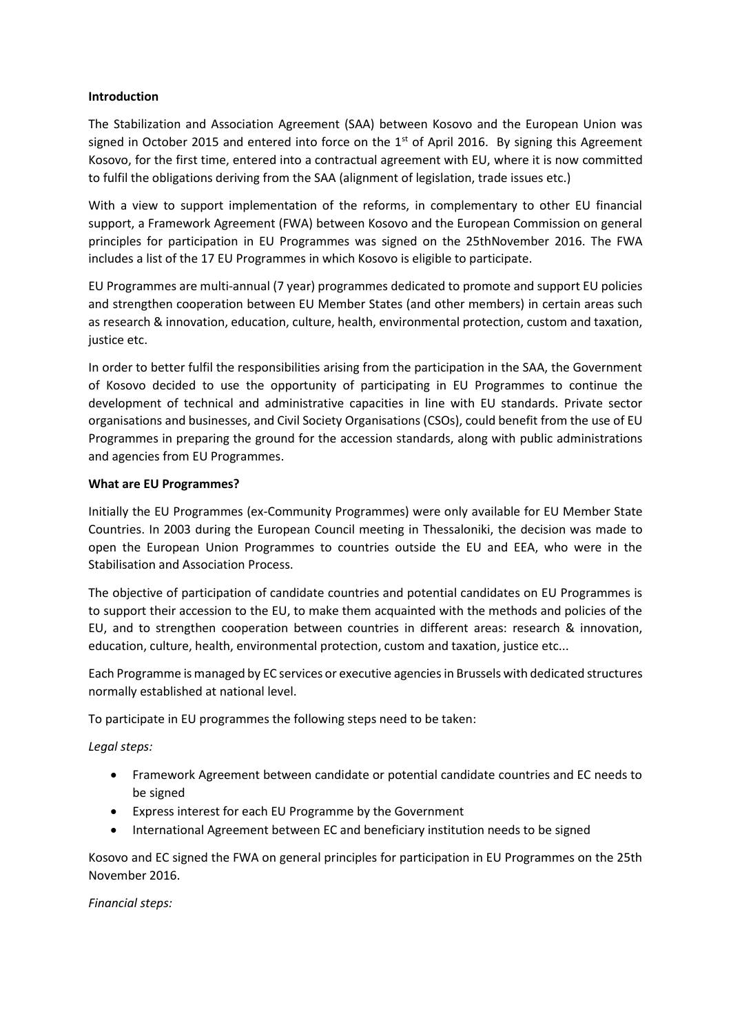**Introduction**

The Stabilization and Association Agreement (SAA) between Kosovo and the European Union was signed in October 2015 and entered into force on the 1st of April 2016. By signing this Agreement Kosovo, for the first time, entered into a contractual agreement with EU, where it is now committed to fulfil the obligations deriving from the SAA (alignment of legislation, trade issues etc.)

With a view to support implementation of the reforms, in complementary to other EU financial support, a Framework Agreement (FWA) between Kosovo and the European Commission on general principles for participation in EU Programmes was signed on the 25thNovember 2016. The FWA includes a list of the 17 EU Programmes in which Kosovo is eligible to participate.

EU Programmes are multi-annual (7 year) programmes dedicated to promote and support EU policies and strengthen cooperation between EU Member States (and other members) in certain areas such as research & innovation, education, culture, health, environmental protection, custom and taxation, justice etc.

In order to better fulfil the responsibilities arising from the participation in the SAA, the Government of Kosovo decided to use the opportunity of participating in EU Programmes to continue the development of technical and administrative capacities in line with EU standards. Private sector organisations and businesses, and Civil Society Organisations (CSOs), could benefit from the use of EU Programmes in preparing the ground for the accession standards, along with public administrations and agencies from EU Programmes.

**What are EU Programmes?**

Initially the EU Programmes (ex-Community Programmes) were only available for EU Member State Countries. In 2003 during the European Council meeting in Thessaloniki, the decision was made to open the European Union Programmes to countries outside the EU and EEA, who were in the Stabilisation and Association Process.

The objective of participation of candidate countries and potential candidates on EU Programmes is to support their accession to the EU, to make them acquainted with the methods and policies of the EU, and to strengthen cooperation between countries in different areas: research & innovation, education, culture, health, environmental protection, custom and taxation, justice etc...

Each Programme is managed by EC services or executive agencies in Brussels with dedicated structures normally established at national level.

To participate in EU programmes the following steps need to be taken:

*Legal steps:*

- Framework Agreement between candidate or potential candidate countries and EC needs to be signed
- Express interest for each EU Programme by the Government
- International Agreement between EC and beneficiary institution needs to be signed

Kosovo and EC signed the FWA on general principles for participation in EU Programmes on the 25th November 2016.

*Financial steps:*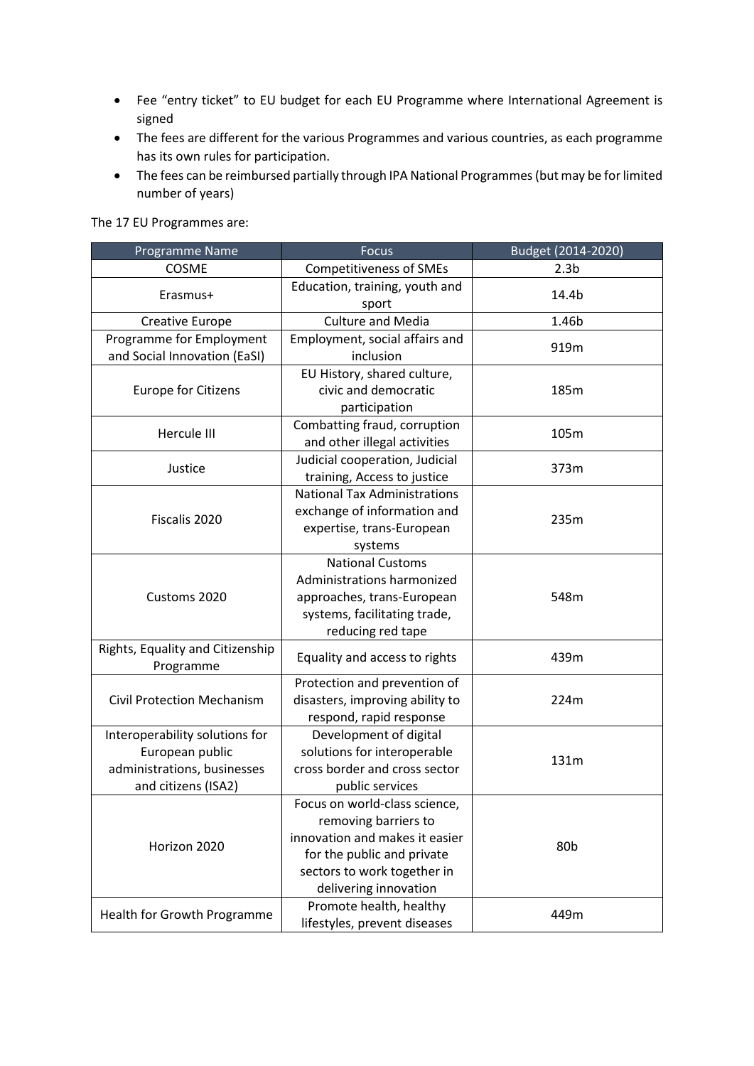- Fee "entry ticket" to EU budget for each EU Programme where International Agreement is signed
- The fees are different for the various Programmes and various countries, as each programme has its own rules for participation.
- The fees can be reimbursed partially through IPA National Programmes (but may be for limited number of years)

The 17 EU Programmes are:

| Programme Name | Focus | Budget (2014-2020) |
|---|---|---|
| COSME | Competitiveness of SMEs | 2.3b |
| Erasmus+ | Education, training, youth and sport | 14.4b |
| Creative Europe | Culture and Media | 1.46b |
| Programme for Employment and Social Innovation (EaSI) | Employment, social affairs and inclusion | 919m |
| Europe for Citizens | EU History, shared culture, civic and democratic participation | 185m |
| Hercule III | Combatting fraud, corruption and other illegal activities | 105m |
| Justice | Judicial cooperation, Judicial training, Access to justice | 373m |
| Fiscalis 2020 | National Tax Administrations exchange of information and expertise, trans-European systems | 235m |
| Customs 2020 | National Customs Administrations harmonized approaches, trans-European systems, facilitating trade, reducing red tape | 548m |
| Rights, Equality and Citizenship Programme | Equality and access to rights | 439m |
| Civil Protection Mechanism | Protection and prevention of disasters, improving ability to respond, rapid response | 224m |
| Interoperability solutions for European public administrations, businesses and citizens (ISA2) | Development of digital solutions for interoperable cross border and cross sector public services | 131m |
| Horizon 2020 | Focus on world-class science, removing barriers to innovation and makes it easier for the public and private sectors to work together in delivering innovation | 80b |
| Health for Growth Programme | Promote health, healthy lifestyles, prevent diseases | 449m |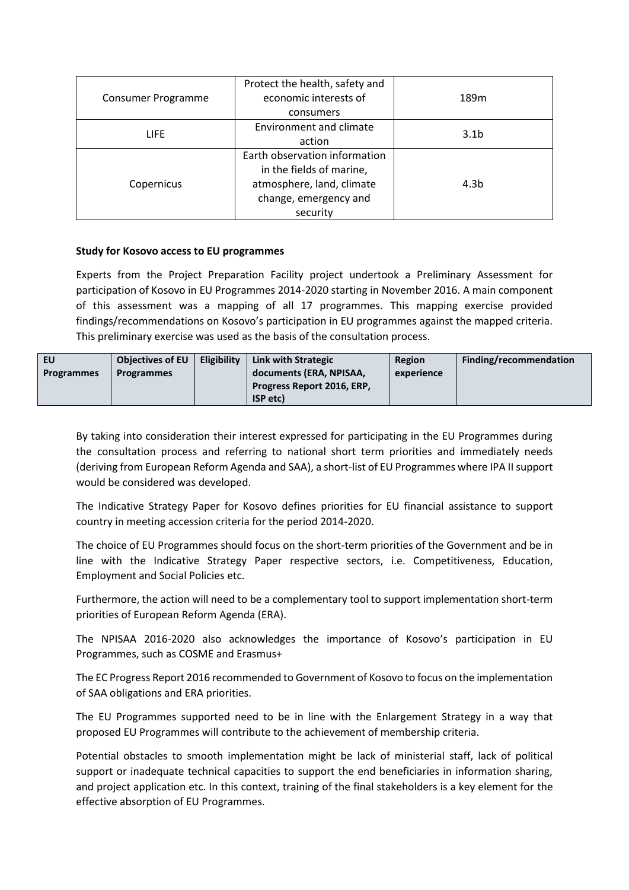| Consumer Programme | Protect the health, safety and economic interests of consumers | 189m |
|---|---|---|
| LIFE | Environment and climate action | 3.1b |
| Copernicus | Earth observation information in the fields of marine, atmosphere, land, climate change, emergency and security | 4.3b |

**Study for Kosovo access to EU programmes**

Experts from the Project Preparation Facility project undertook a Preliminary Assessment for participation of Kosovo in EU Programmes 2014-2020 starting in November 2016. A main component of this assessment was a mapping of all 17 programmes. This mapping exercise provided findings/recommendations on Kosovo's participation in EU programmes against the mapped criteria. This preliminary exercise was used as the basis of the consultation process.

| EU Programmes | Objectives of EU Programmes | Eligibility | Link with Strategic documents (ERA, NPISAA, Progress Report 2016, ERP, ISP etc) | Region experience | Finding/recommendation |
|---|---|---|---|---|---|

By taking into consideration their interest expressed for participating in the EU Programmes during the consultation process and referring to national short term priorities and immediately needs (deriving from European Reform Agenda and SAA), a short-list of EU Programmes where IPA II support would be considered was developed.

The Indicative Strategy Paper for Kosovo defines priorities for EU financial assistance to support country in meeting accession criteria for the period 2014-2020.

The choice of EU Programmes should focus on the short-term priorities of the Government and be in line with the Indicative Strategy Paper respective sectors, i.e. Competitiveness, Education, Employment and Social Policies etc.

Furthermore, the action will need to be a complementary tool to support implementation short-term priorities of European Reform Agenda (ERA).

The NPISAA 2016-2020 also acknowledges the importance of Kosovo's participation in EU Programmes, such as COSME and Erasmus+

The EC Progress Report 2016 recommended to Government of Kosovo to focus on the implementation of SAA obligations and ERA priorities.

The EU Programmes supported need to be in line with the Enlargement Strategy in a way that proposed EU Programmes will contribute to the achievement of membership criteria.

Potential obstacles to smooth implementation might be lack of ministerial staff, lack of political support or inadequate technical capacities to support the end beneficiaries in information sharing, and project application etc. In this context, training of the final stakeholders is a key element for the effective absorption of EU Programmes.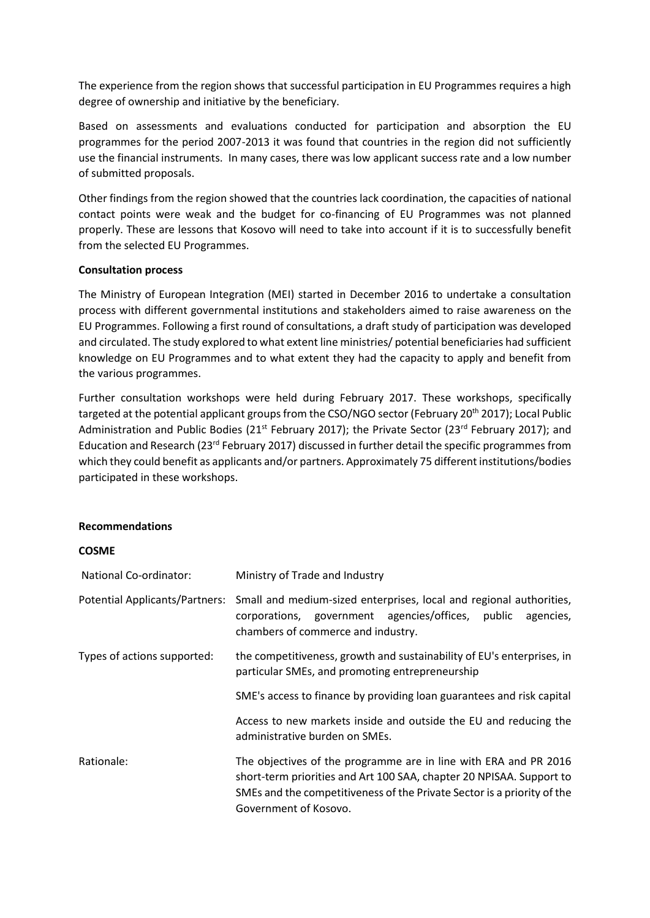The experience from the region shows that successful participation in EU Programmes requires a high degree of ownership and initiative by the beneficiary.

Based on assessments and evaluations conducted for participation and absorption the EU programmes for the period 2007-2013 it was found that countries in the region did not sufficiently use the financial instruments. In many cases, there was low applicant success rate and a low number of submitted proposals.

Other findings from the region showed that the countries lack coordination, the capacities of national contact points were weak and the budget for co-financing of EU Programmes was not planned properly. These are lessons that Kosovo will need to take into account if it is to successfully benefit from the selected EU Programmes.

**Consultation process**

The Ministry of European Integration (MEI) started in December 2016 to undertake a consultation process with different governmental institutions and stakeholders aimed to raise awareness on the EU Programmes. Following a first round of consultations, a draft study of participation was developed and circulated. The study explored to what extent line ministries/ potential beneficiaries had sufficient knowledge on EU Programmes and to what extent they had the capacity to apply and benefit from the various programmes.

Further consultation workshops were held during February 2017. These workshops, specifically targeted at the potential applicant groups from the CSO/NGO sector (February 20th 2017); Local Public Administration and Public Bodies (21st February 2017); the Private Sector (23rd February 2017); and Education and Research (23rd February 2017) discussed in further detail the specific programmes from which they could benefit as applicants and/or partners. Approximately 75 different institutions/bodies participated in these workshops.

**Recommendations**

**COSME**

| | |
|---|---|
| National Co-ordinator: | Ministry of Trade and Industry |
| Potential Applicants/Partners: | Small and medium-sized enterprises, local and regional authorities, corporations, government agencies/offices, public agencies, chambers of commerce and industry. |
| Types of actions supported: | the competitiveness, growth and sustainability of EU's enterprises, in particular SMEs, and promoting entrepreneurship |
| | SME's access to finance by providing loan guarantees and risk capital |
| | Access to new markets inside and outside the EU and reducing the administrative burden on SMEs. |
| Rationale: | The objectives of the programme are in line with ERA and PR 2016 short-term priorities and Art 100 SAA, chapter 20 NPISAA. Support to SMEs and the competitiveness of the Private Sector is a priority of the Government of Kosovo. |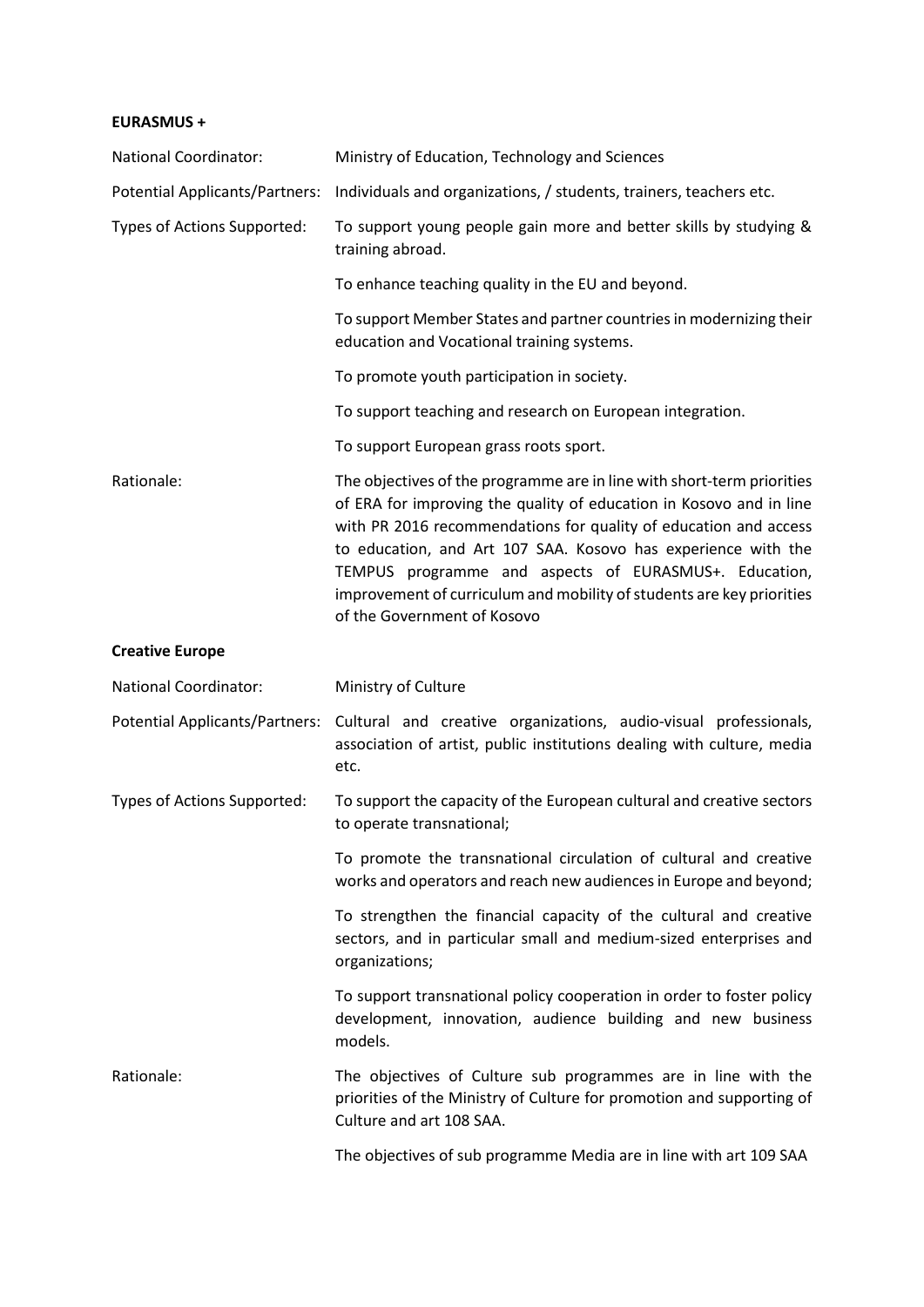**EURASMUS +**

| | |
|---|---|
| National Coordinator: | Ministry of Education, Technology and Sciences |
| Potential Applicants/Partners: | Individuals and organizations, / students, trainers, teachers etc. |
| Types of Actions Supported: | To support young people gain more and better skills by studying & training abroad.<br><br>To enhance teaching quality in the EU and beyond.<br><br>To support Member States and partner countries in modernizing their education and Vocational training systems.<br><br>To promote youth participation in society.<br><br>To support teaching and research on European integration.<br><br>To support European grass roots sport. |
| Rationale: | The objectives of the programme are in line with short-term priorities of ERA for improving the quality of education in Kosovo and in line with PR 2016 recommendations for quality of education and access to education, and Art 107 SAA. Kosovo has experience with the TEMPUS programme and aspects of EURASMUS+. Education, improvement of curriculum and mobility of students are key priorities of the Government of Kosovo |

**Creative Europe**

| | |
|---|---|
| National Coordinator: | Ministry of Culture |
| Potential Applicants/Partners: | Cultural and creative organizations, audio-visual professionals, association of artist, public institutions dealing with culture, media etc. |
| Types of Actions Supported: | To support the capacity of the European cultural and creative sectors to operate transnational;<br><br>To promote the transnational circulation of cultural and creative works and operators and reach new audiences in Europe and beyond;<br><br>To strengthen the financial capacity of the cultural and creative sectors, and in particular small and medium-sized enterprises and organizations;<br><br>To support transnational policy cooperation in order to foster policy development, innovation, audience building and new business models. |
| Rationale: | The objectives of Culture sub programmes are in line with the priorities of the Ministry of Culture for promotion and supporting of Culture and art 108 SAA.<br><br>The objectives of sub programme Media are in line with art 109 SAA |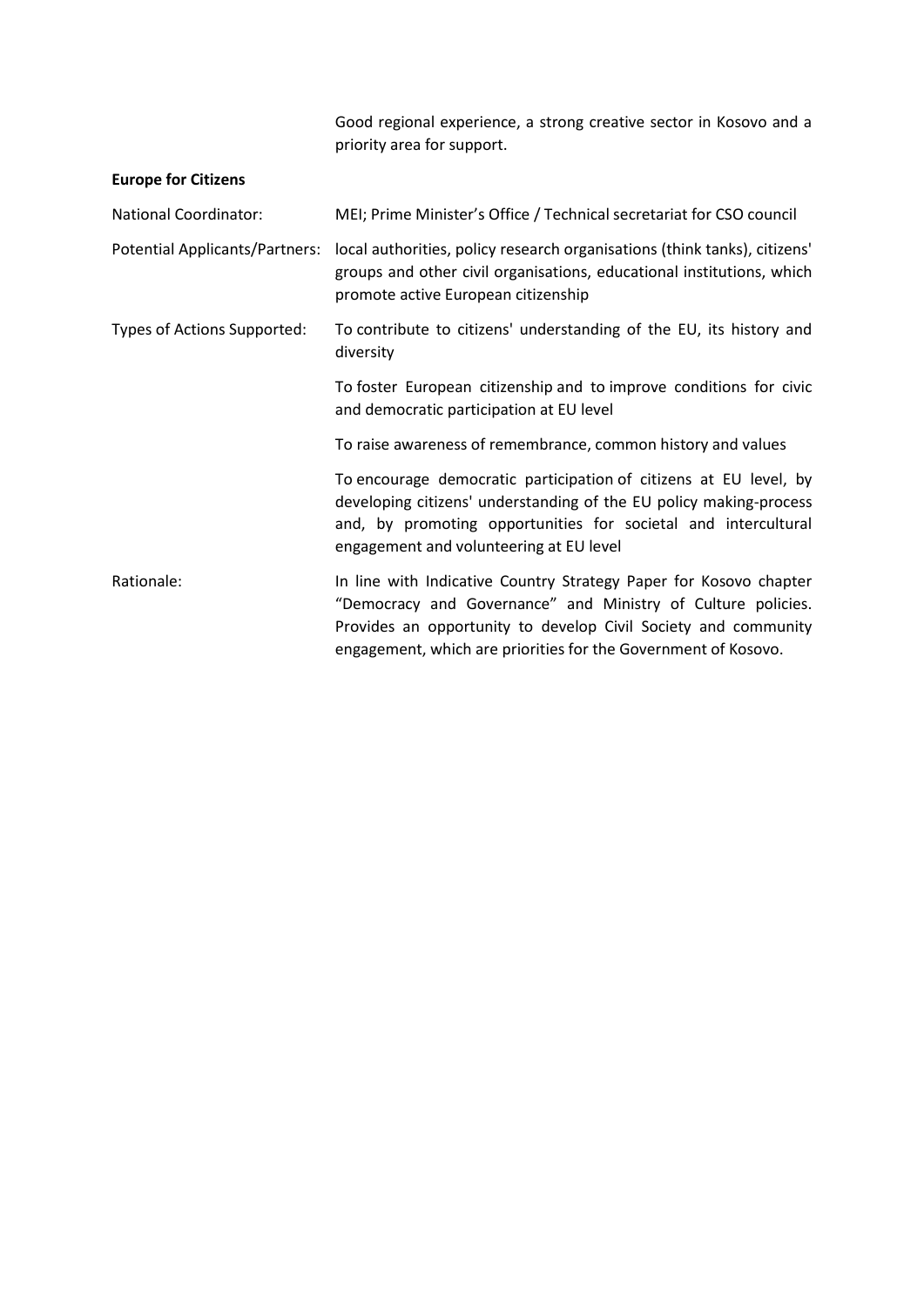Good regional experience, a strong creative sector in Kosovo and a priority area for support.

**Europe for Citizens**

| | |
|---|---|
| National Coordinator: | MEI; Prime Minister's Office / Technical secretariat for CSO council |
| Potential Applicants/Partners: | local authorities, policy research organisations (think tanks), citizens' groups and other civil organisations, educational institutions, which promote active European citizenship |
| Types of Actions Supported: | To contribute to citizens' understanding of the EU, its history and diversity |
| | To foster European citizenship and to improve conditions for civic and democratic participation at EU level |
| | To raise awareness of remembrance, common history and values |
| | To encourage democratic participation of citizens at EU level, by developing citizens' understanding of the EU policy making-process and, by promoting opportunities for societal and intercultural engagement and volunteering at EU level |
| Rationale: | In line with Indicative Country Strategy Paper for Kosovo chapter "Democracy and Governance" and Ministry of Culture policies. Provides an opportunity to develop Civil Society and community engagement, which are priorities for the Government of Kosovo. |